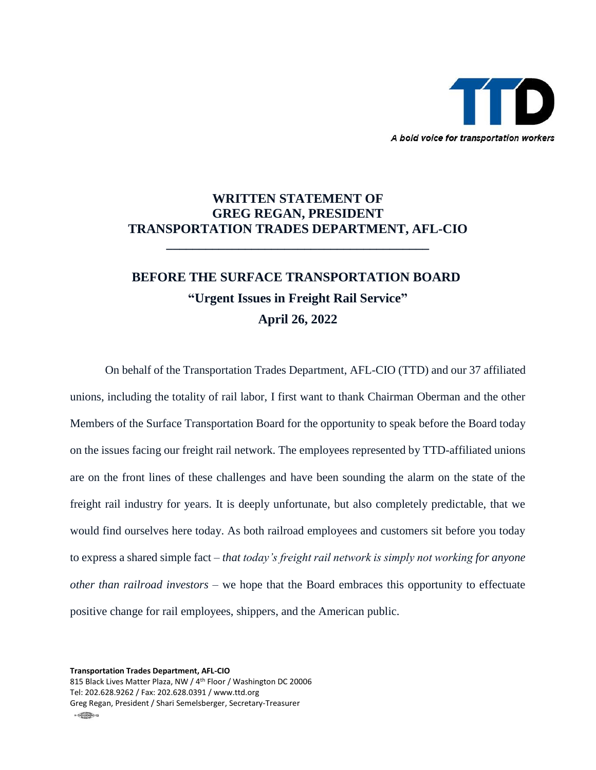TTD

*A bold voice for transportation workers*

# WRITTEN STATEMENT OF
# GREG REGAN, PRESIDENT
# TRANSPORTATION TRADES DEPARTMENT, AFL-CIO

---

## BEFORE THE SURFACE TRANSPORTATION BOARD
## "Urgent Issues in Freight Rail Service"
## April 26, 2022

On behalf of the Transportation Trades Department, AFL-CIO (TTD) and our 37 affiliated unions, including the totality of rail labor, I first want to thank Chairman Oberman and the other Members of the Surface Transportation Board for the opportunity to speak before the Board today on the issues facing our freight rail network. The employees represented by TTD-affiliated unions are on the front lines of these challenges and have been sounding the alarm on the state of the freight rail industry for years. It is deeply unfortunate, but also completely predictable, that we would find ourselves here today. As both railroad employees and customers sit before you today to express a shared simple fact – *that today's freight rail network is simply not working for anyone other than railroad investors* – we hope that the Board embraces this opportunity to effectuate positive change for rail employees, shippers, and the American public.

**Transportation Trades Department, AFL-CIO**
815 Black Lives Matter Plaza, NW / 4th Floor / Washington DC 20006
Tel: 202.628.9262 / Fax: 202.628.0391 / www.ttd.org
Greg Regan, President / Shari Semelsberger, Secretary-Treasurer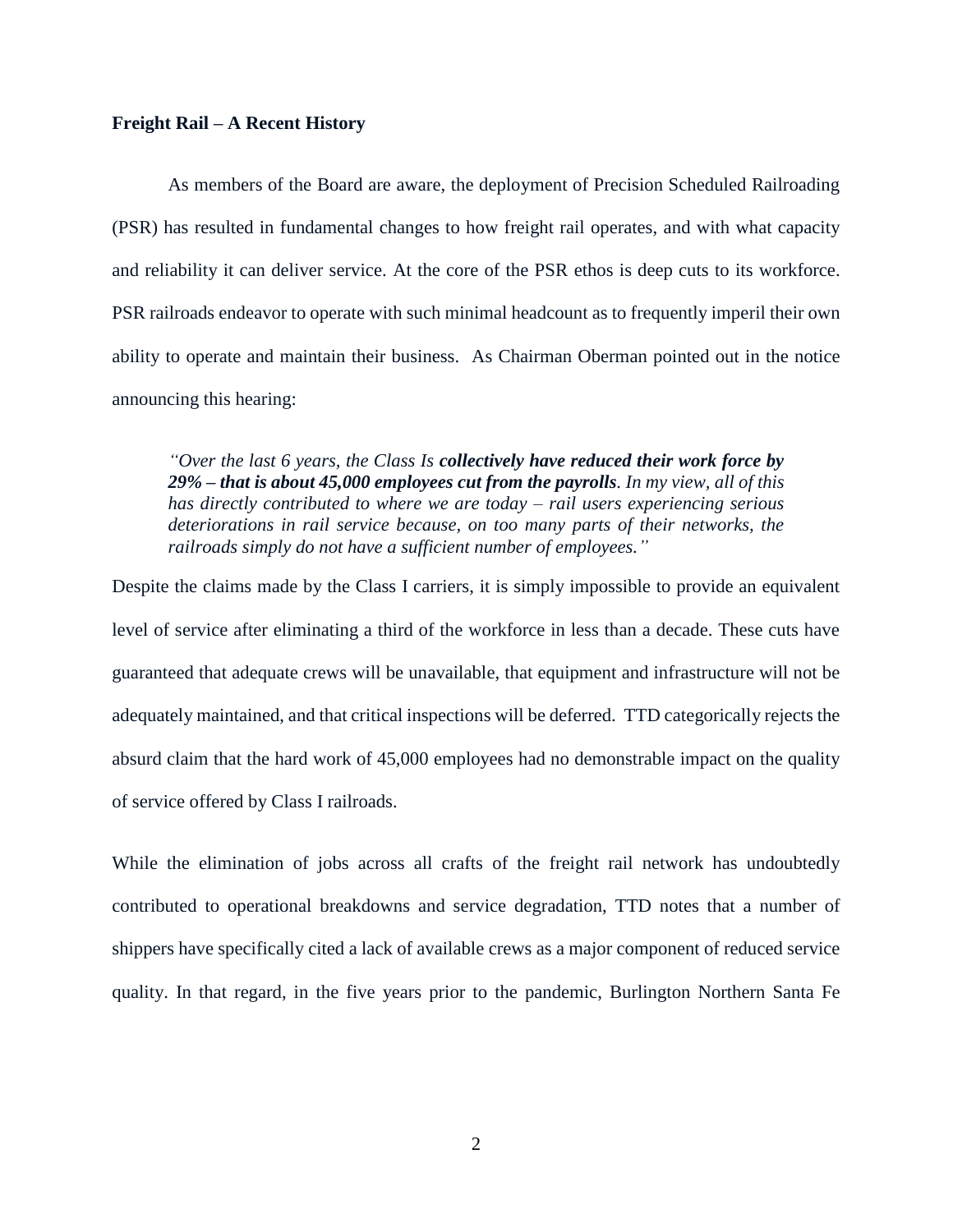**Freight Rail – A Recent History**

As members of the Board are aware, the deployment of Precision Scheduled Railroading (PSR) has resulted in fundamental changes to how freight rail operates, and with what capacity and reliability it can deliver service. At the core of the PSR ethos is deep cuts to its workforce. PSR railroads endeavor to operate with such minimal headcount as to frequently imperil their own ability to operate and maintain their business. As Chairman Oberman pointed out in the notice announcing this hearing:

> *"Over the last 6 years, the Class Is **collectively have reduced their work force by 29% – that is about 45,000 employees cut from the payrolls**. In my view, all of this has directly contributed to where we are today – rail users experiencing serious deteriorations in rail service because, on too many parts of their networks, the railroads simply do not have a sufficient number of employees."*

Despite the claims made by the Class I carriers, it is simply impossible to provide an equivalent level of service after eliminating a third of the workforce in less than a decade. These cuts have guaranteed that adequate crews will be unavailable, that equipment and infrastructure will not be adequately maintained, and that critical inspections will be deferred. TTD categorically rejects the absurd claim that the hard work of 45,000 employees had no demonstrable impact on the quality of service offered by Class I railroads.

While the elimination of jobs across all crafts of the freight rail network has undoubtedly contributed to operational breakdowns and service degradation, TTD notes that a number of shippers have specifically cited a lack of available crews as a major component of reduced service quality. In that regard, in the five years prior to the pandemic, Burlington Northern Santa Fe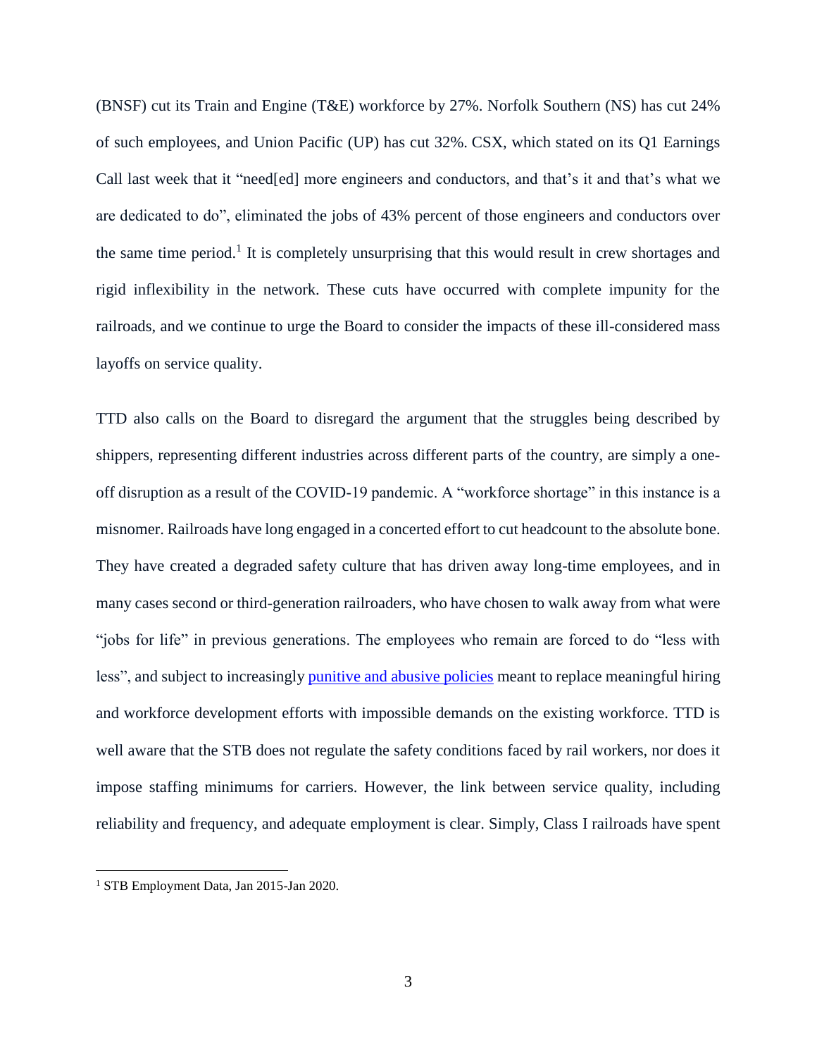(BNSF) cut its Train and Engine (T&E) workforce by 27%. Norfolk Southern (NS) has cut 24% of such employees, and Union Pacific (UP) has cut 32%. CSX, which stated on its Q1 Earnings Call last week that it "need[ed] more engineers and conductors, and that's it and that's what we are dedicated to do", eliminated the jobs of 43% percent of those engineers and conductors over the same time period.[1] It is completely unsurprising that this would result in crew shortages and rigid inflexibility in the network. These cuts have occurred with complete impunity for the railroads, and we continue to urge the Board to consider the impacts of these ill-considered mass layoffs on service quality.

TTD also calls on the Board to disregard the argument that the struggles being described by shippers, representing different industries across different parts of the country, are simply a one-off disruption as a result of the COVID-19 pandemic. A "workforce shortage" in this instance is a misnomer. Railroads have long engaged in a concerted effort to cut headcount to the absolute bone. They have created a degraded safety culture that has driven away long-time employees, and in many cases second or third-generation railroaders, who have chosen to walk away from what were "jobs for life" in previous generations. The employees who remain are forced to do "less with less", and subject to increasingly punitive and abusive policies meant to replace meaningful hiring and workforce development efforts with impossible demands on the existing workforce. TTD is well aware that the STB does not regulate the safety conditions faced by rail workers, nor does it impose staffing minimums for carriers. However, the link between service quality, including reliability and frequency, and adequate employment is clear. Simply, Class I railroads have spent

[1] STB Employment Data, Jan 2015-Jan 2020.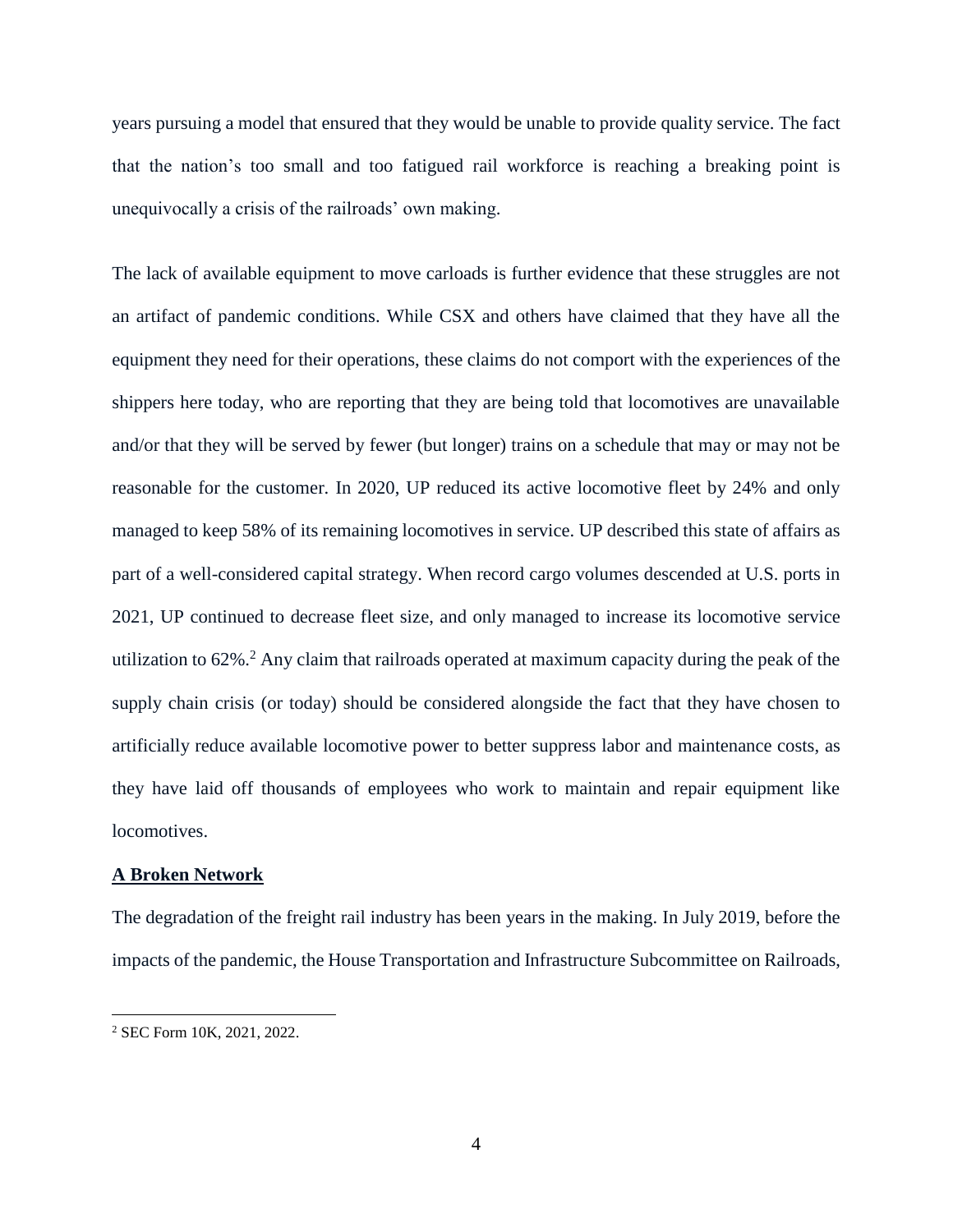years pursuing a model that ensured that they would be unable to provide quality service. The fact that the nation's too small and too fatigued rail workforce is reaching a breaking point is unequivocally a crisis of the railroads' own making.

The lack of available equipment to move carloads is further evidence that these struggles are not an artifact of pandemic conditions. While CSX and others have claimed that they have all the equipment they need for their operations, these claims do not comport with the experiences of the shippers here today, who are reporting that they are being told that locomotives are unavailable and/or that they will be served by fewer (but longer) trains on a schedule that may or may not be reasonable for the customer. In 2020, UP reduced its active locomotive fleet by 24% and only managed to keep 58% of its remaining locomotives in service. UP described this state of affairs as part of a well-considered capital strategy. When record cargo volumes descended at U.S. ports in 2021, UP continued to decrease fleet size, and only managed to increase its locomotive service utilization to 62%.[2] Any claim that railroads operated at maximum capacity during the peak of the supply chain crisis (or today) should be considered alongside the fact that they have chosen to artificially reduce available locomotive power to better suppress labor and maintenance costs, as they have laid off thousands of employees who work to maintain and repair equipment like locomotives.

## A Broken Network

The degradation of the freight rail industry has been years in the making. In July 2019, before the impacts of the pandemic, the House Transportation and Infrastructure Subcommittee on Railroads,

[2] SEC Form 10K, 2021, 2022.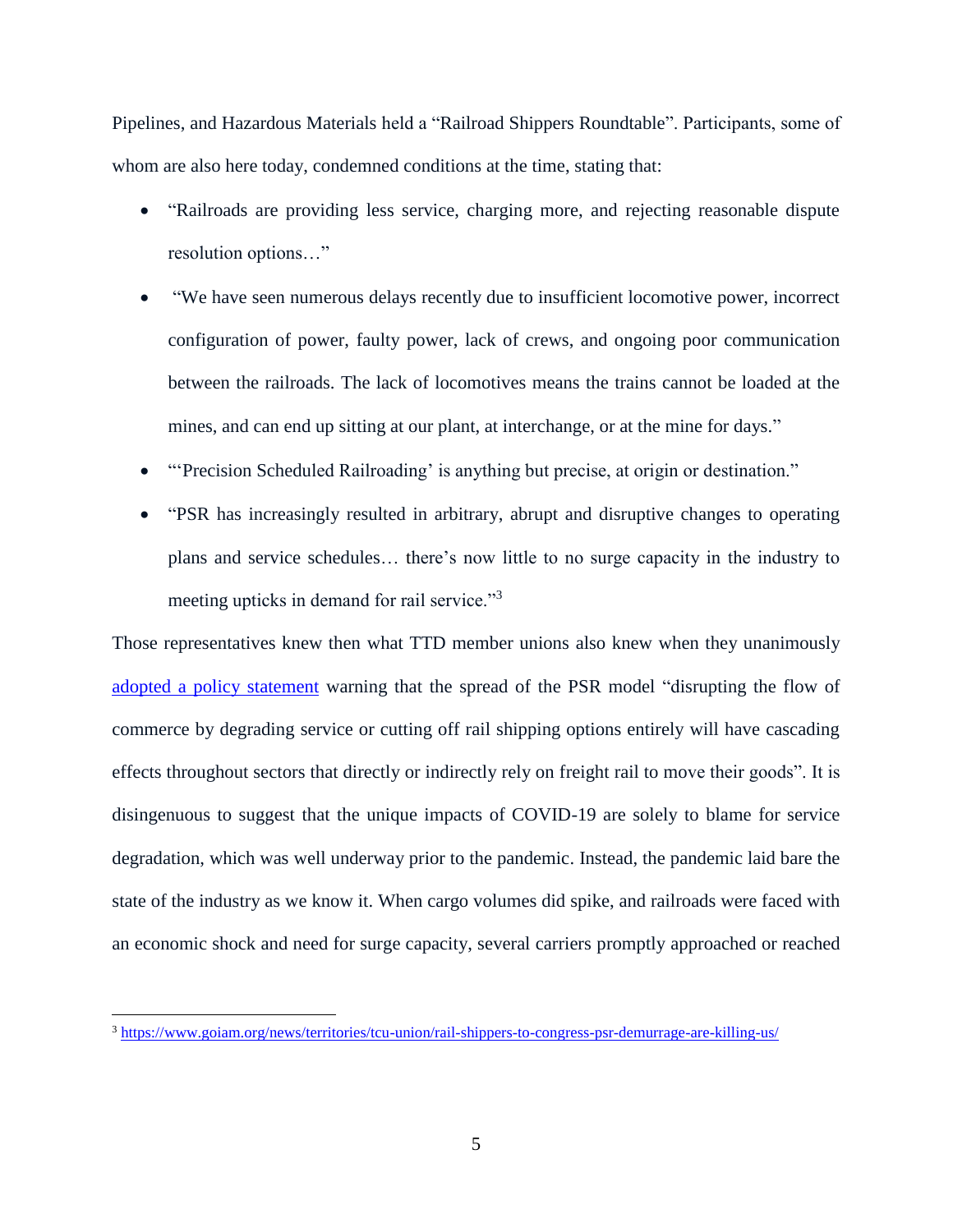Pipelines, and Hazardous Materials held a "Railroad Shippers Roundtable". Participants, some of whom are also here today, condemned conditions at the time, stating that:

- "Railroads are providing less service, charging more, and rejecting reasonable dispute resolution options…"
- "We have seen numerous delays recently due to insufficient locomotive power, incorrect configuration of power, faulty power, lack of crews, and ongoing poor communication between the railroads. The lack of locomotives means the trains cannot be loaded at the mines, and can end up sitting at our plant, at interchange, or at the mine for days."
- "'Precision Scheduled Railroading' is anything but precise, at origin or destination."
- "PSR has increasingly resulted in arbitrary, abrupt and disruptive changes to operating plans and service schedules… there's now little to no surge capacity in the industry to meeting upticks in demand for rail service."[3]

Those representatives knew then what TTD member unions also knew when they unanimously adopted a policy statement warning that the spread of the PSR model "disrupting the flow of commerce by degrading service or cutting off rail shipping options entirely will have cascading effects throughout sectors that directly or indirectly rely on freight rail to move their goods". It is disingenuous to suggest that the unique impacts of COVID-19 are solely to blame for service degradation, which was well underway prior to the pandemic. Instead, the pandemic laid bare the state of the industry as we know it. When cargo volumes did spike, and railroads were faced with an economic shock and need for surge capacity, several carriers promptly approached or reached

[3] https://www.goiam.org/news/territories/tcu-union/rail-shippers-to-congress-psr-demurrage-are-killing-us/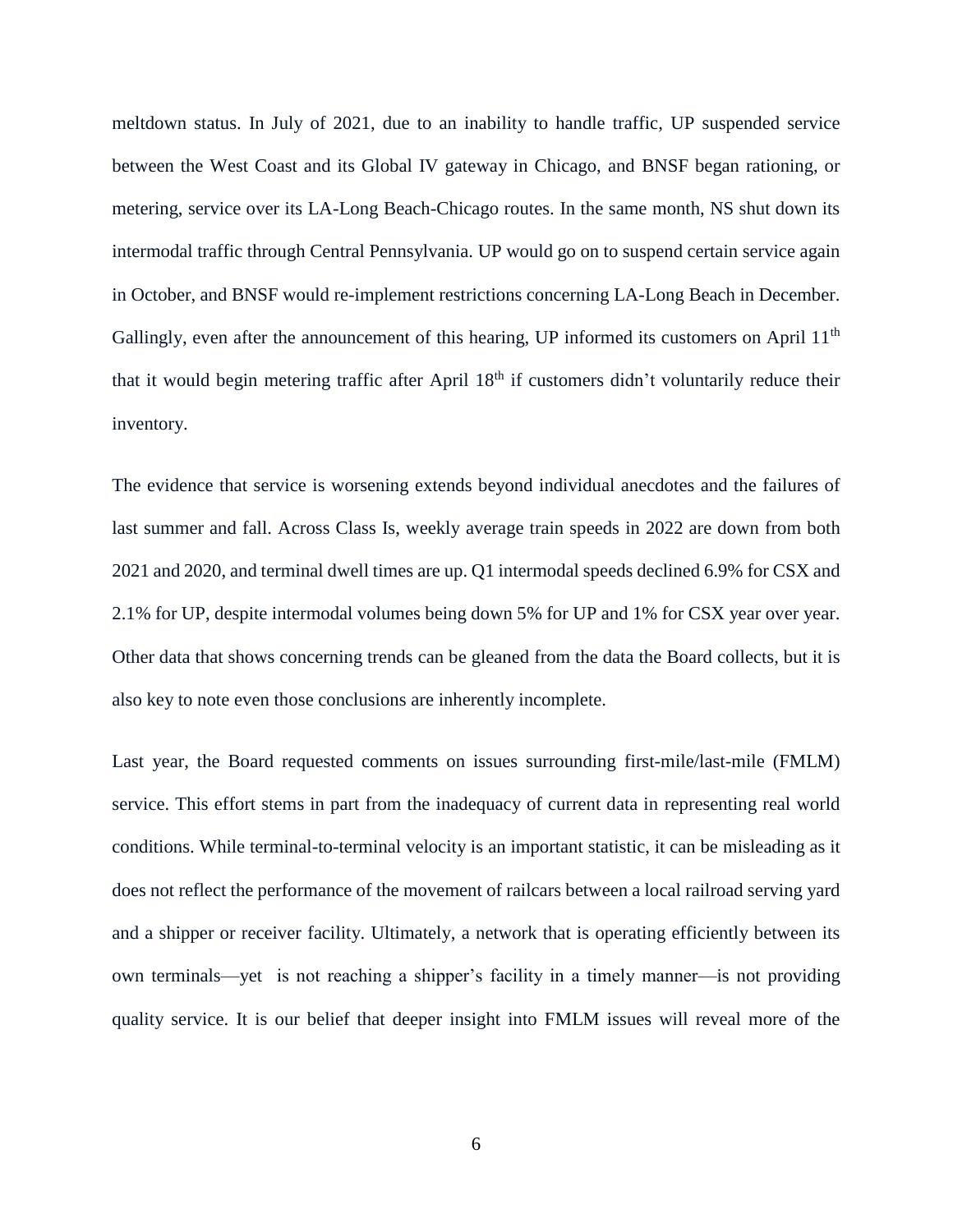meltdown status. In July of 2021, due to an inability to handle traffic, UP suspended service between the West Coast and its Global IV gateway in Chicago, and BNSF began rationing, or metering, service over its LA-Long Beach-Chicago routes. In the same month, NS shut down its intermodal traffic through Central Pennsylvania. UP would go on to suspend certain service again in October, and BNSF would re-implement restrictions concerning LA-Long Beach in December. Gallingly, even after the announcement of this hearing, UP informed its customers on April 11th that it would begin metering traffic after April 18th if customers didn't voluntarily reduce their inventory.

The evidence that service is worsening extends beyond individual anecdotes and the failures of last summer and fall. Across Class Is, weekly average train speeds in 2022 are down from both 2021 and 2020, and terminal dwell times are up. Q1 intermodal speeds declined 6.9% for CSX and 2.1% for UP, despite intermodal volumes being down 5% for UP and 1% for CSX year over year. Other data that shows concerning trends can be gleaned from the data the Board collects, but it is also key to note even those conclusions are inherently incomplete.

Last year, the Board requested comments on issues surrounding first-mile/last-mile (FMLM) service. This effort stems in part from the inadequacy of current data in representing real world conditions. While terminal-to-terminal velocity is an important statistic, it can be misleading as it does not reflect the performance of the movement of railcars between a local railroad serving yard and a shipper or receiver facility. Ultimately, a network that is operating efficiently between its own terminals—yet is not reaching a shipper's facility in a timely manner—is not providing quality service. It is our belief that deeper insight into FMLM issues will reveal more of the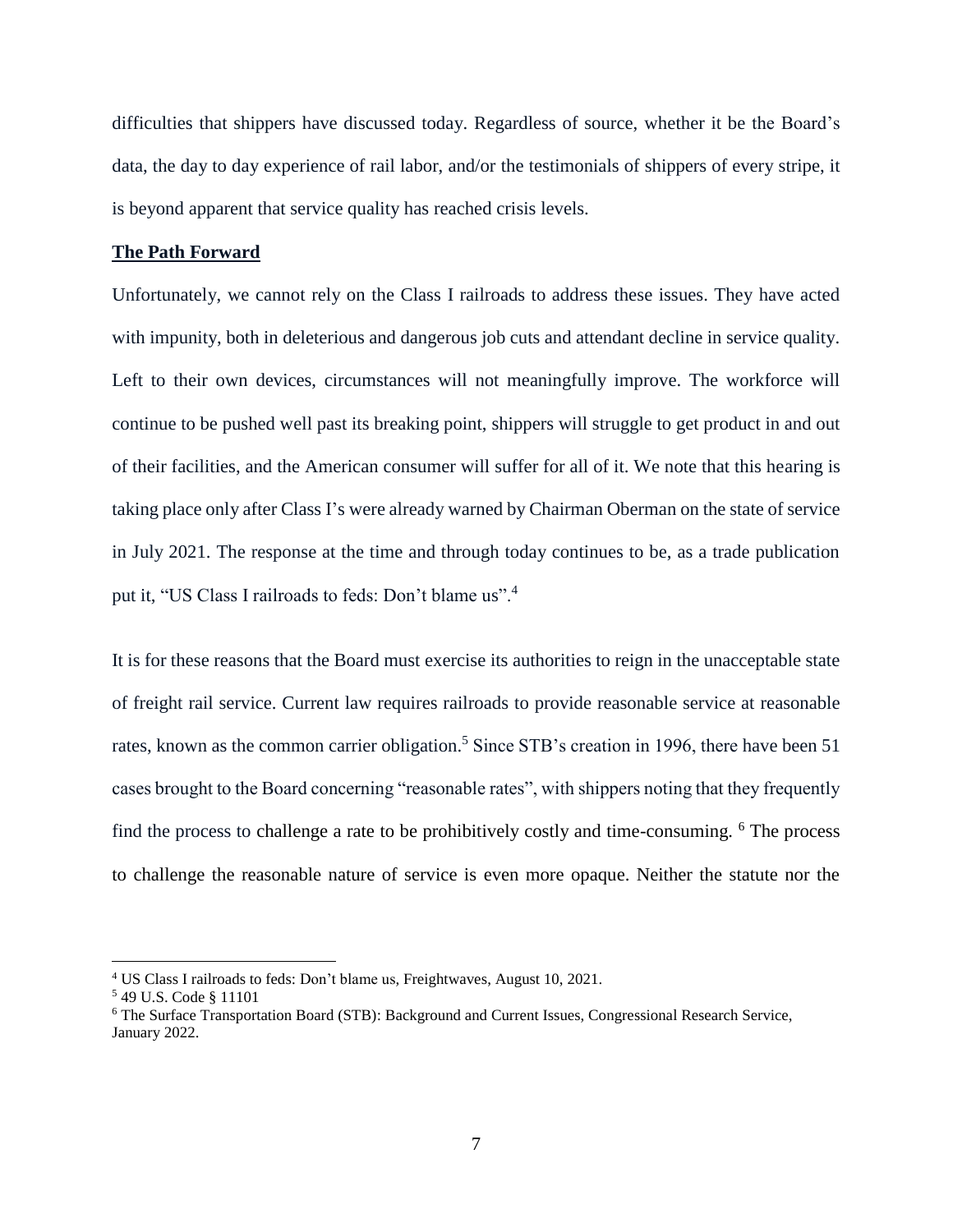difficulties that shippers have discussed today. Regardless of source, whether it be the Board's data, the day to day experience of rail labor, and/or the testimonials of shippers of every stripe, it is beyond apparent that service quality has reached crisis levels.

## The Path Forward

Unfortunately, we cannot rely on the Class I railroads to address these issues. They have acted with impunity, both in deleterious and dangerous job cuts and attendant decline in service quality. Left to their own devices, circumstances will not meaningfully improve. The workforce will continue to be pushed well past its breaking point, shippers will struggle to get product in and out of their facilities, and the American consumer will suffer for all of it. We note that this hearing is taking place only after Class I's were already warned by Chairman Oberman on the state of service in July 2021. The response at the time and through today continues to be, as a trade publication put it, "US Class I railroads to feds: Don't blame us".[4]

It is for these reasons that the Board must exercise its authorities to reign in the unacceptable state of freight rail service. Current law requires railroads to provide reasonable service at reasonable rates, known as the common carrier obligation.[5] Since STB's creation in 1996, there have been 51 cases brought to the Board concerning "reasonable rates", with shippers noting that they frequently find the process to challenge a rate to be prohibitively costly and time-consuming. [6] The process to challenge the reasonable nature of service is even more opaque. Neither the statute nor the

[4] US Class I railroads to feds: Don't blame us, Freightwaves, August 10, 2021.

[5] 49 U.S. Code § 11101

[6] The Surface Transportation Board (STB): Background and Current Issues, Congressional Research Service, January 2022.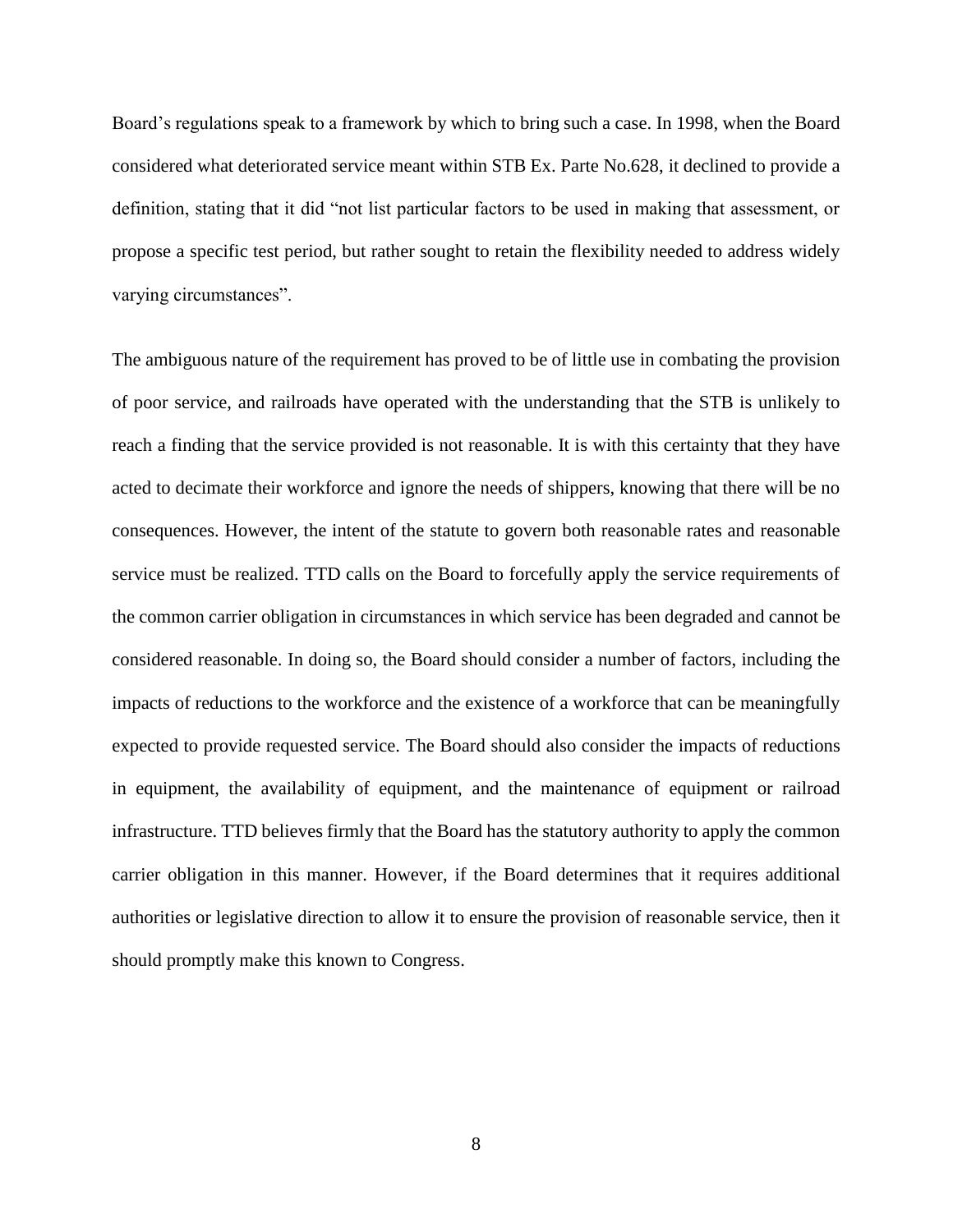Board's regulations speak to a framework by which to bring such a case. In 1998, when the Board considered what deteriorated service meant within STB Ex. Parte No.628, it declined to provide a definition, stating that it did "not list particular factors to be used in making that assessment, or propose a specific test period, but rather sought to retain the flexibility needed to address widely varying circumstances".

The ambiguous nature of the requirement has proved to be of little use in combating the provision of poor service, and railroads have operated with the understanding that the STB is unlikely to reach a finding that the service provided is not reasonable. It is with this certainty that they have acted to decimate their workforce and ignore the needs of shippers, knowing that there will be no consequences. However, the intent of the statute to govern both reasonable rates and reasonable service must be realized. TTD calls on the Board to forcefully apply the service requirements of the common carrier obligation in circumstances in which service has been degraded and cannot be considered reasonable. In doing so, the Board should consider a number of factors, including the impacts of reductions to the workforce and the existence of a workforce that can be meaningfully expected to provide requested service. The Board should also consider the impacts of reductions in equipment, the availability of equipment, and the maintenance of equipment or railroad infrastructure. TTD believes firmly that the Board has the statutory authority to apply the common carrier obligation in this manner. However, if the Board determines that it requires additional authorities or legislative direction to allow it to ensure the provision of reasonable service, then it should promptly make this known to Congress.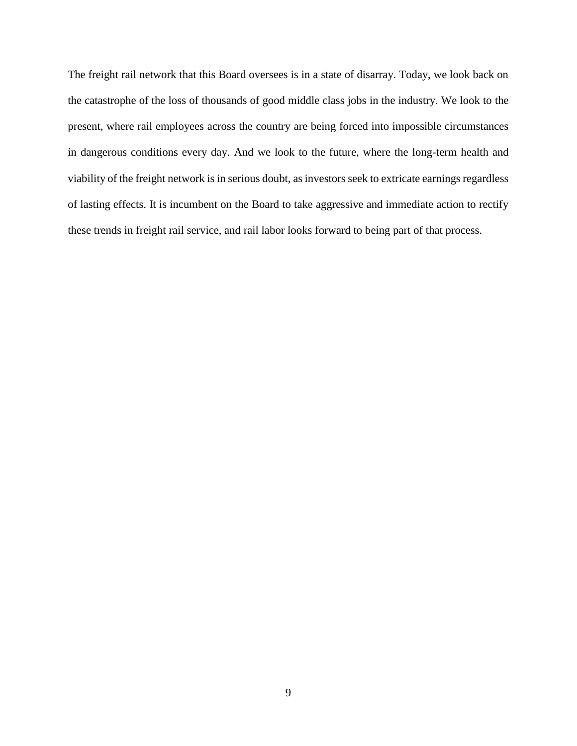The freight rail network that this Board oversees is in a state of disarray. Today, we look back on the catastrophe of the loss of thousands of good middle class jobs in the industry. We look to the present, where rail employees across the country are being forced into impossible circumstances in dangerous conditions every day. And we look to the future, where the long-term health and viability of the freight network is in serious doubt, as investors seek to extricate earnings regardless of lasting effects. It is incumbent on the Board to take aggressive and immediate action to rectify these trends in freight rail service, and rail labor looks forward to being part of that process.